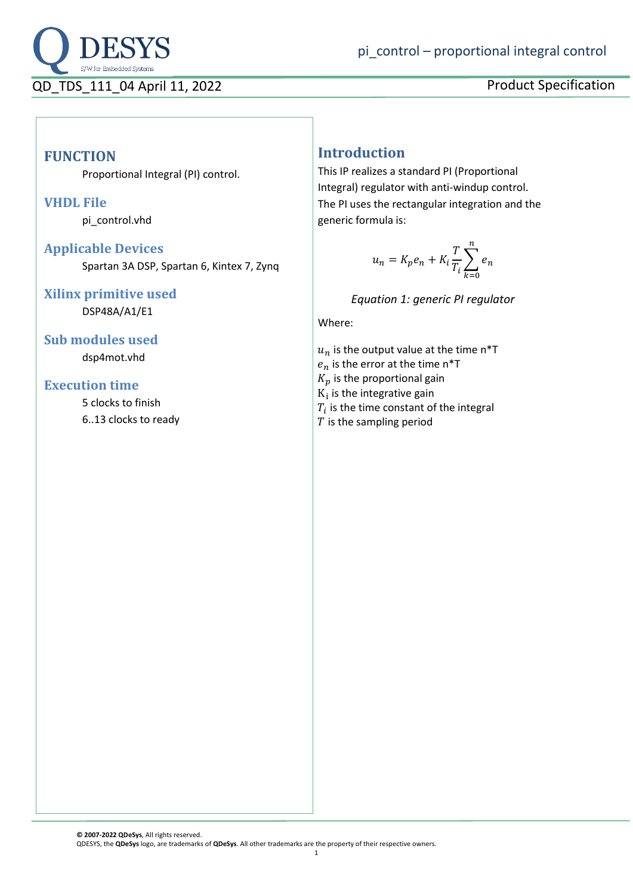# pi_control – proportional integral control

QD_TDS_111_04 April 11, 2022

Product Specification

## FUNCTION

Proportional Integral (PI) control.

## VHDL File

pi_control.vhd

## Applicable Devices

Spartan 3A DSP, Spartan 6, Kintex 7, Zynq

## Xilinx primitive used

DSP48A/A1/E1

## Sub modules used

dsp4mot.vhd

## Execution time

5 clocks to finish

6..13 clocks to ready

## Introduction

This IP realizes a standard PI (Proportional Integral) regulator with anti-windup control. The PI uses the rectangular integration and the generic formula is:

$$u_n = K_p e_n + K_i \frac{T}{T_i} \sum_{k=0}^{n} e_n$$

*Equation 1: generic PI regulator*

Where:

$u_n$ is the output value at the time n*T
$e_n$ is the error at the time n*T
$K_p$ is the proportional gain
$K_i$ is the integrative gain
$T_i$ is the time constant of the integral
$T$ is the sampling period

**© 2007-2022 QDeSys**, All rights reserved.
QDESYS, the **QDeSys** logo, are trademarks of **QDeSys**. All other trademarks are the property of their respective owners.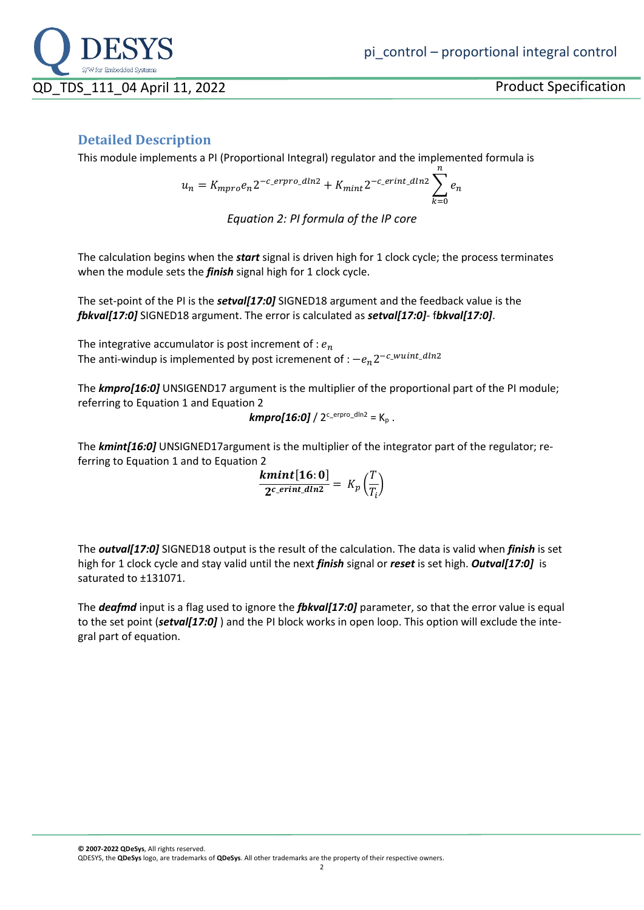## Detailed Description

This module implements a PI (Proportional Integral) regulator and the implemented formula is

$$u_n = K_{mpro} e_n 2^{-c\_erpro\_dln2} + K_{mint} 2^{-c\_erint\_dln2} \sum_{k=0}^{n} e_n$$

*Equation 2: PI formula of the IP core*

The calculation begins when the ***start*** signal is driven high for 1 clock cycle; the process terminates when the module sets the ***finish*** signal high for 1 clock cycle.

The set-point of the PI is the ***setval[17:0]*** SIGNED18 argument and the feedback value is the ***fbkval[17:0]*** SIGNED18 argument. The error is calculated as ***setval[17:0]***- f***bkval[17:0]***.

The integrative accumulator is post increment of : $e_n$
The anti-windup is implemented by post icrement of : $-e_n 2^{-c\_wuint\_dln2}$

The ***kmpro[16:0]*** UNSIGEND17 argument is the multiplier of the proportional part of the PI module; referring to Equation 1 and Equation 2

***kmpro[16:0]*** / $2^{c\_erpro\_dln2} = K_p$ .

The ***kmint[16:0]*** UNSIGNED17argument is the multiplier of the integrator part of the regulator; referring to Equation 1 and to Equation 2

$$\frac{\boldsymbol{kmint}[\mathbf{16:0}]}{\mathbf{2}^{c\_erint\_dln2}} = K_p \left(\frac{T}{T_i}\right)$$

The ***outval[17:0]*** SIGNED18 output is the result of the calculation. The data is valid when ***finish*** is set high for 1 clock cycle and stay valid until the next ***finish*** signal or ***reset*** is set high. ***Outval[17:0]*** is saturated to ±131071.

The ***deafmd*** input is a flag used to ignore the ***fbkval[17:0]*** parameter, so that the error value is equal to the set point (***setval[17:0]*** ) and the PI block works in open loop. This option will exclude the integral part of equation.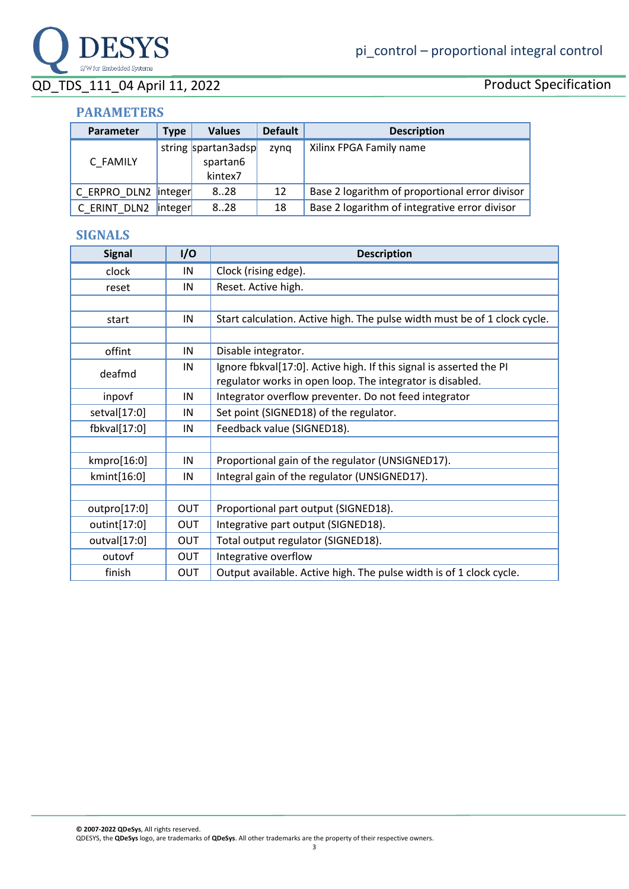## PARAMETERS

| Parameter | Type | Values | Default | Description |
|---|---|---|---|---|
| C_FAMILY | string | spartan3adsp<br>spartan6<br>kintex7 | zynq | Xilinx FPGA Family name |
| C_ERPRO_DLN2 | integer | 8..28 | 12 | Base 2 logarithm of proportional error divisor |
| C_ERINT_DLN2 | integer | 8..28 | 18 | Base 2 logarithm of integrative error divisor |

## SIGNALS

| Signal | I/O | Description |
|---|---|---|
| clock | IN | Clock (rising edge). |
| reset | IN | Reset. Active high. |
| | | |
| start | IN | Start calculation. Active high. The pulse width must be of 1 clock cycle. |
| | | |
| offint | IN | Disable integrator. |
| deafmd | IN | Ignore fbkval[17:0]. Active high. If this signal is asserted the PI regulator works in open loop. The integrator is disabled. |
| inpovf | IN | Integrator overflow preventer. Do not feed integrator |
| setval[17:0] | IN | Set point (SIGNED18) of the regulator. |
| fbkval[17:0] | IN | Feedback value (SIGNED18). |
| | | |
| kmpro[16:0] | IN | Proportional gain of the regulator (UNSIGNED17). |
| kmint[16:0] | IN | Integral gain of the regulator (UNSIGNED17). |
| | | |
| outpro[17:0] | OUT | Proportional part output (SIGNED18). |
| outint[17:0] | OUT | Integrative part output (SIGNED18). |
| outval[17:0] | OUT | Total output regulator (SIGNED18). |
| outovf | OUT | Integrative overflow |
| finish | OUT | Output available. Active high. The pulse width is of 1 clock cycle. |

**© 2007-2022 QDeSys**, All rights reserved.
QDESYS, the **QDeSys** logo, are trademarks of **QDeSys**. All other trademarks are the property of their respective owners.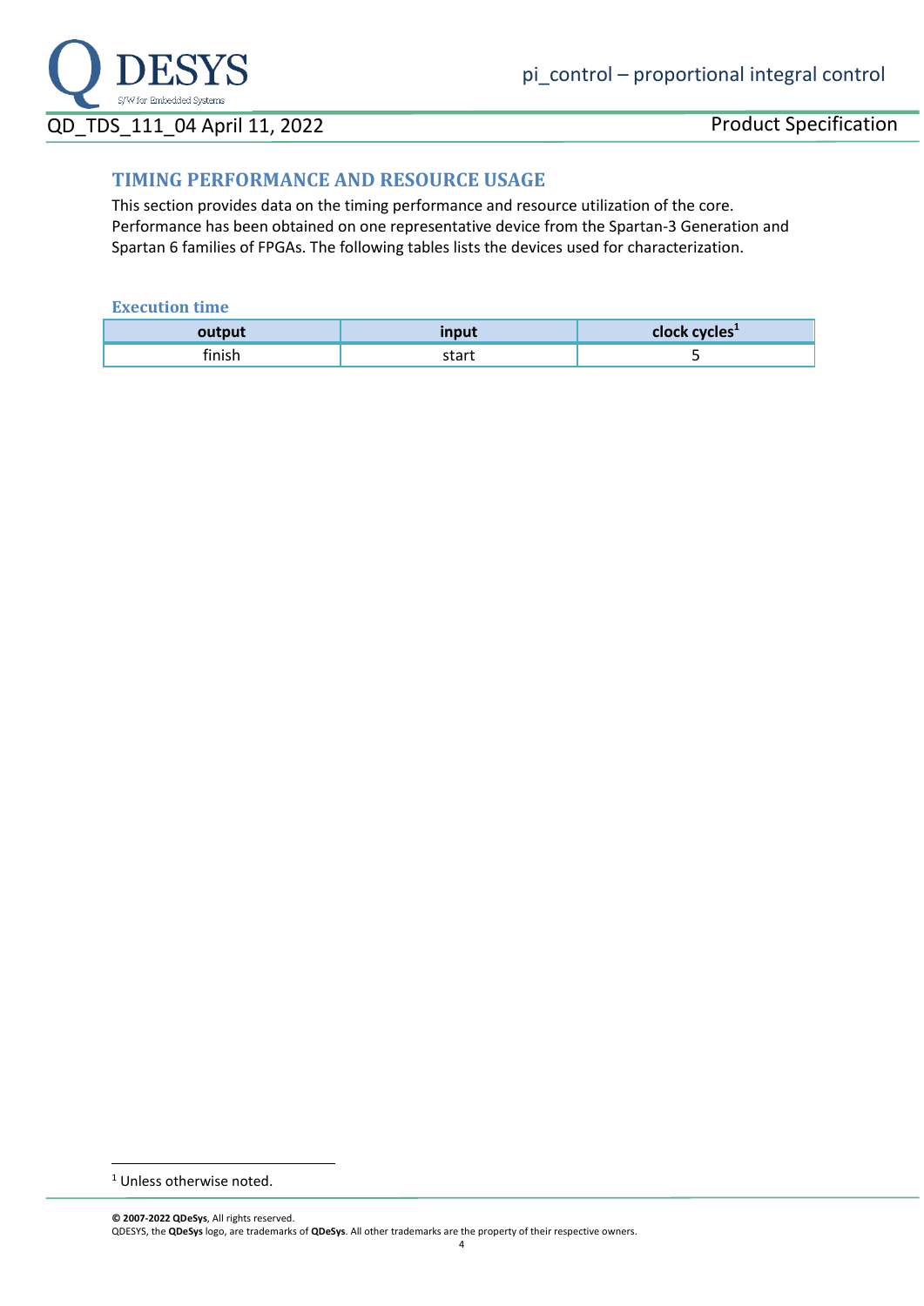## TIMING PERFORMANCE AND RESOURCE USAGE

This section provides data on the timing performance and resource utilization of the core. Performance has been obtained on one representative device from the Spartan-3 Generation and Spartan 6 families of FPGAs. The following tables lists the devices used for characterization.

### Execution time

| output | input | clock cycles[1] |
|---|---|---|
| finish | start | 5 |

[1] Unless otherwise noted.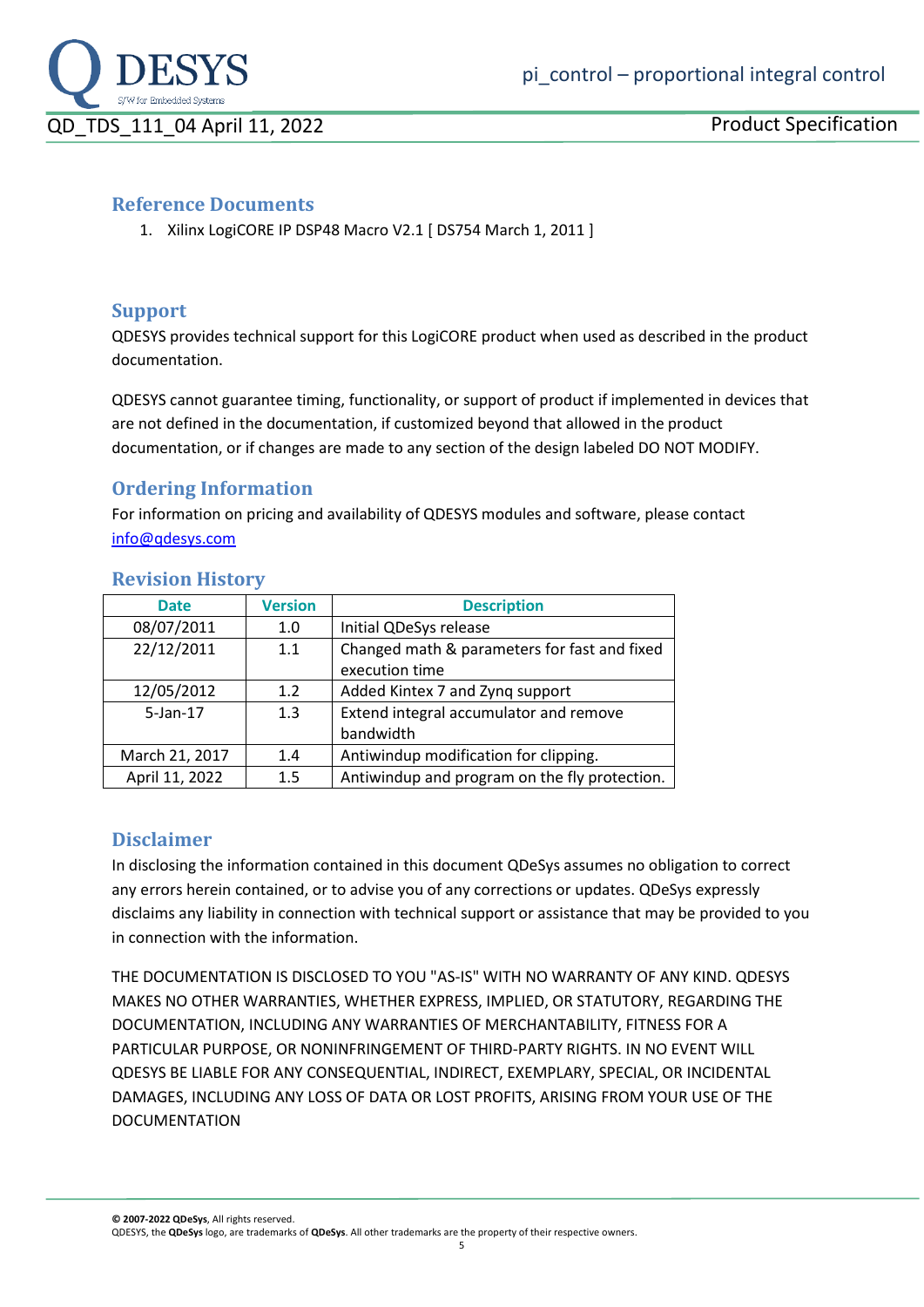## Reference Documents

1. Xilinx LogiCORE IP DSP48 Macro V2.1 [ DS754 March 1, 2011 ]

## Support

QDESYS provides technical support for this LogiCORE product when used as described in the product documentation.

QDESYS cannot guarantee timing, functionality, or support of product if implemented in devices that are not defined in the documentation, if customized beyond that allowed in the product documentation, or if changes are made to any section of the design labeled DO NOT MODIFY.

## Ordering Information

For information on pricing and availability of QDESYS modules and software, please contact info@qdesys.com

## Revision History

| Date | Version | Description |
|---|---|---|
| 08/07/2011 | 1.0 | Initial QDeSys release |
| 22/12/2011 | 1.1 | Changed math & parameters for fast and fixed execution time |
| 12/05/2012 | 1.2 | Added Kintex 7 and Zynq support |
| 5-Jan-17 | 1.3 | Extend integral accumulator and remove bandwidth |
| March 21, 2017 | 1.4 | Antiwindup modification for clipping. |
| April 11, 2022 | 1.5 | Antiwindup and program on the fly protection. |

## Disclaimer

In disclosing the information contained in this document QDeSys assumes no obligation to correct any errors herein contained, or to advise you of any corrections or updates. QDeSys expressly disclaims any liability in connection with technical support or assistance that may be provided to you in connection with the information.

THE DOCUMENTATION IS DISCLOSED TO YOU "AS-IS" WITH NO WARRANTY OF ANY KIND. QDESYS MAKES NO OTHER WARRANTIES, WHETHER EXPRESS, IMPLIED, OR STATUTORY, REGARDING THE DOCUMENTATION, INCLUDING ANY WARRANTIES OF MERCHANTABILITY, FITNESS FOR A PARTICULAR PURPOSE, OR NONINFRINGEMENT OF THIRD-PARTY RIGHTS. IN NO EVENT WILL QDESYS BE LIABLE FOR ANY CONSEQUENTIAL, INDIRECT, EXEMPLARY, SPECIAL, OR INCIDENTAL DAMAGES, INCLUDING ANY LOSS OF DATA OR LOST PROFITS, ARISING FROM YOUR USE OF THE DOCUMENTATION